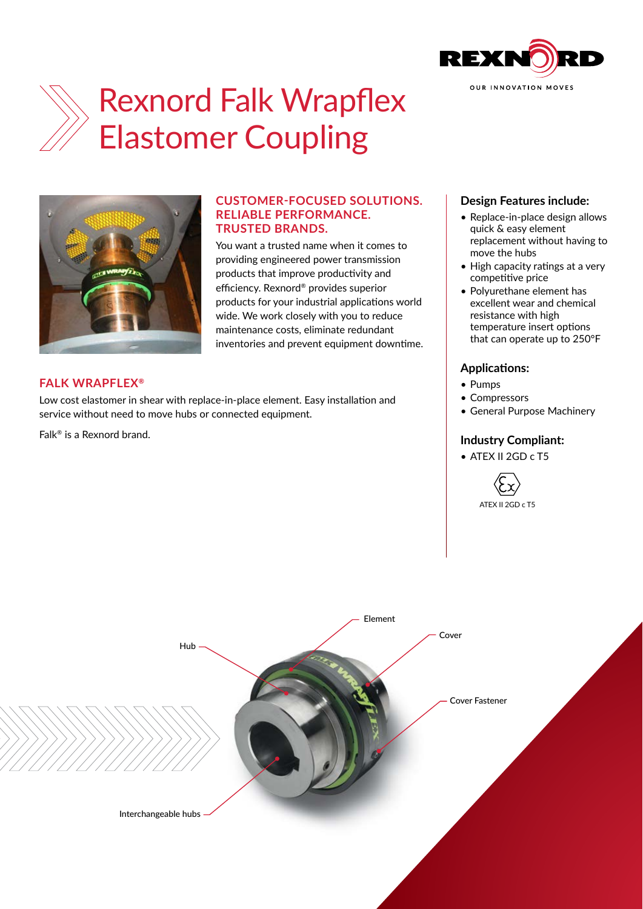# Rexnord Falk Wrapflex Elastomer Coupling

### CUSTOMER-FOCUSED SOLUTIONS. RELIABLE PERFORMANCE. TRUSTED BRANDS.

You want a trusted name when it comes to providing engineered power transmission products that improve productivity and efficiency. Rexnord® provides superior products for your industrial applications world wide. We work closely with you to reduce maintenance costs, eliminate redundant inventories and prevent equipment downtime.

### FALK WRAPFLEX®

Low cost elastomer in shear with replace-in-place element. Easy installation and service without need to move hubs or connected equipment.

Falk® is a Rexnord brand.

### Design Features include:

- Replace-in-place design allows quick & easy element replacement without having to move the hubs
- High capacity ratings at a very competitive price
- Polyurethane element has excellent wear and chemical resistance with high temperature insert options that can operate up to 250°F

### Applications:

- Pumps
- Compressors
- General Purpose Machinery

### Industry Compliant:

- ATEX II 2GD c T5

ATEX II 2GD c T5

Element

Cover

Hub

Cover Fastener

Interchangeable hubs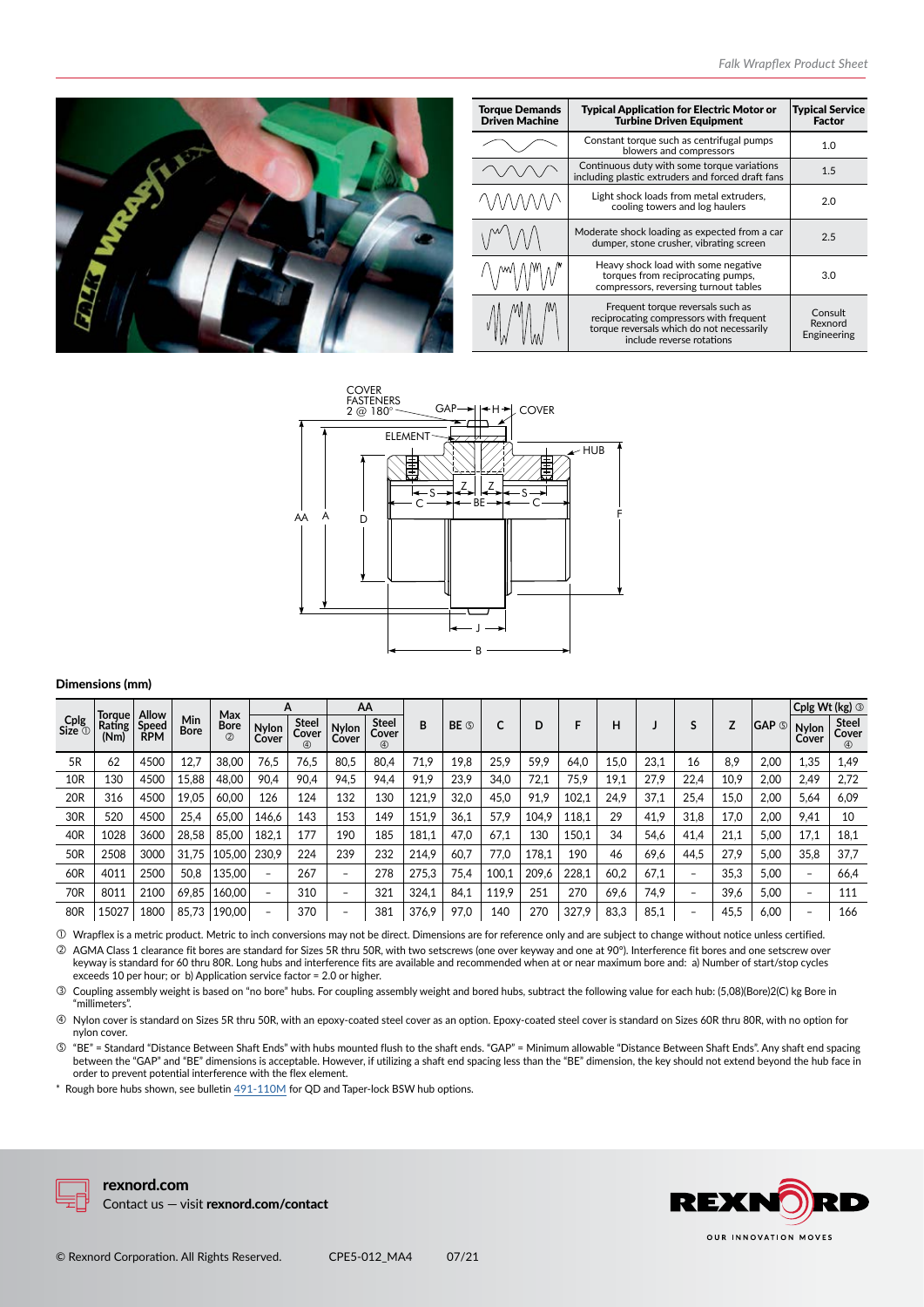| Torque Demands Driven Machine | Typical Application for Electric Motor or Turbine Driven Equipment | Typical Service Factor |
|---|---|---|
| | Constant torque such as centrifugal pumps blowers and compressors | 1.0 |
| | Continuous duty with some torque variations including plastic extruders and forced draft fans | 1.5 |
| | Light shock loads from metal extruders, cooling towers and log haulers | 2.0 |
| | Moderate shock loading as expected from a car dumper, stone crusher, vibrating screen | 2.5 |
| | Heavy shock load with some negative torques from reciprocating pumps, compressors, reversing turnout tables | 3.0 |
| | Frequent torque reversals such as reciprocating compressors with frequent torque reversals which do not necessarily include reverse rotations | Consult Rexnord Engineering |

COVER FASTENERS 2 @ 180°
GAP
H
COVER
ELEMENT
HUB
S
Z
Z
S
C
BE
C
AA
A
D
F
J
B

### Dimensions (mm)

| Cplg Size ① | Torque Rating (Nm) | Allow Speed RPM | Min Bore | Max Bore ② | A | | AA | | B | BE ⑤ | C | D | F | H | J | S | Z | GAP ⑤ | Cplg Wt (kg) ③ | |
|---|---|---|---|---|---|---|---|---|---|---|---|---|---|---|---|---|---|---|---|---|
| | | | | | Nylon Cover | Steel Cover ④ | Nylon Cover | Steel Cover ④ | | | | | | | | | | | Nylon Cover | Steel Cover ④ |
| 5R | 62 | 4500 | 12,7 | 38,00 | 76,5 | 76,5 | 80,5 | 80,4 | 71,9 | 19,8 | 25,9 | 59,9 | 64,0 | 15,0 | 23,1 | 16 | 8,9 | 2,00 | 1,35 | 1,49 |
| 10R | 130 | 4500 | 15,88 | 48,00 | 90,4 | 90,4 | 94,5 | 94,4 | 91,9 | 23,9 | 34,0 | 72,1 | 75,9 | 19,1 | 27,9 | 22,4 | 10,9 | 2,00 | 2,49 | 2,72 |
| 20R | 316 | 4500 | 19,05 | 60,00 | 126 | 124 | 132 | 130 | 121,9 | 32,0 | 45,0 | 91,9 | 102,1 | 24,9 | 37,1 | 25,4 | 15,0 | 2,00 | 5,64 | 6,09 |
| 30R | 520 | 4500 | 25,4 | 65,00 | 146,6 | 143 | 153 | 149 | 151,9 | 36,1 | 57,9 | 104,9 | 118,1 | 29 | 41,9 | 31,8 | 17,0 | 2,00 | 9,41 | 10 |
| 40R | 1028 | 3600 | 28,58 | 85,00 | 182,1 | 177 | 190 | 185 | 181,1 | 47,0 | 67,1 | 130 | 150,1 | 34 | 54,6 | 41,4 | 21,1 | 5,00 | 17,1 | 18,1 |
| 50R | 2508 | 3000 | 31,75 | 105,00 | 230,9 | 224 | 239 | 232 | 214,9 | 60,7 | 77,0 | 178,1 | 190 | 46 | 69,6 | 44,5 | 27,9 | 5,00 | 35,8 | 37,7 |
| 60R | 4011 | 2500 | 50,8 | 135,00 | – | 267 | – | 278 | 275,3 | 75,4 | 100,1 | 209,6 | 228,1 | 60,2 | 67,1 | – | 35,3 | 5,00 | – | 66,4 |
| 70R | 8011 | 2100 | 69,85 | 160,00 | – | 310 | – | 321 | 324,1 | 84,1 | 119,9 | 251 | 270 | 69,6 | 74,9 | – | 39,6 | 5,00 | – | 111 |
| 80R | 15027 | 1800 | 85,73 | 190,00 | – | 370 | – | 381 | 376,9 | 97,0 | 140 | 270 | 327,9 | 83,3 | 85,1 | – | 45,5 | 6,00 | – | 166 |

① Wrapflex is a metric product. Metric to inch conversions may not be direct. Dimensions are for reference only and are subject to change without notice unless certified.

② AGMA Class 1 clearance fit bores are standard for Sizes 5R thru 50R, with two setscrews (one over keyway and one at 90°). Interference fit bores and one setscrew over keyway is standard for 60 thru 80R. Long hubs and interference fits are available and recommended when at or near maximum bore and: a) Number of start/stop cycles exceeds 10 per hour; or b) Application service factor = 2.0 or higher.

③ Coupling assembly weight is based on "no bore" hubs. For coupling assembly weight and bored hubs, subtract the following value for each hub: (5,08)(Bore)2(C) kg Bore in "millimeters".

④ Nylon cover is standard on Sizes 5R thru 50R, with an epoxy-coated steel cover as an option. Epoxy-coated steel cover is standard on Sizes 60R thru 80R, with no option for nylon cover.

⑤ "BE" = Standard "Distance Between Shaft Ends" with hubs mounted flush to the shaft ends. "GAP" = Minimum allowable "Distance Between Shaft Ends". Any shaft end spacing between the "GAP" and "BE" dimensions is acceptable. However, if utilizing a shaft end spacing less than the "BE" dimension, the key should not extend beyond the hub face in order to prevent potential interference with the flex element.

* Rough bore hubs shown, see bulletin 491-110M for QD and Taper-lock BSW hub options.

**rexnord.com**
Contact us — visit **rexnord.com/contact**

REXNORD
OUR INNOVATION MOVES

© Rexnord Corporation. All Rights Reserved. CPE5-012_MA4 07/21